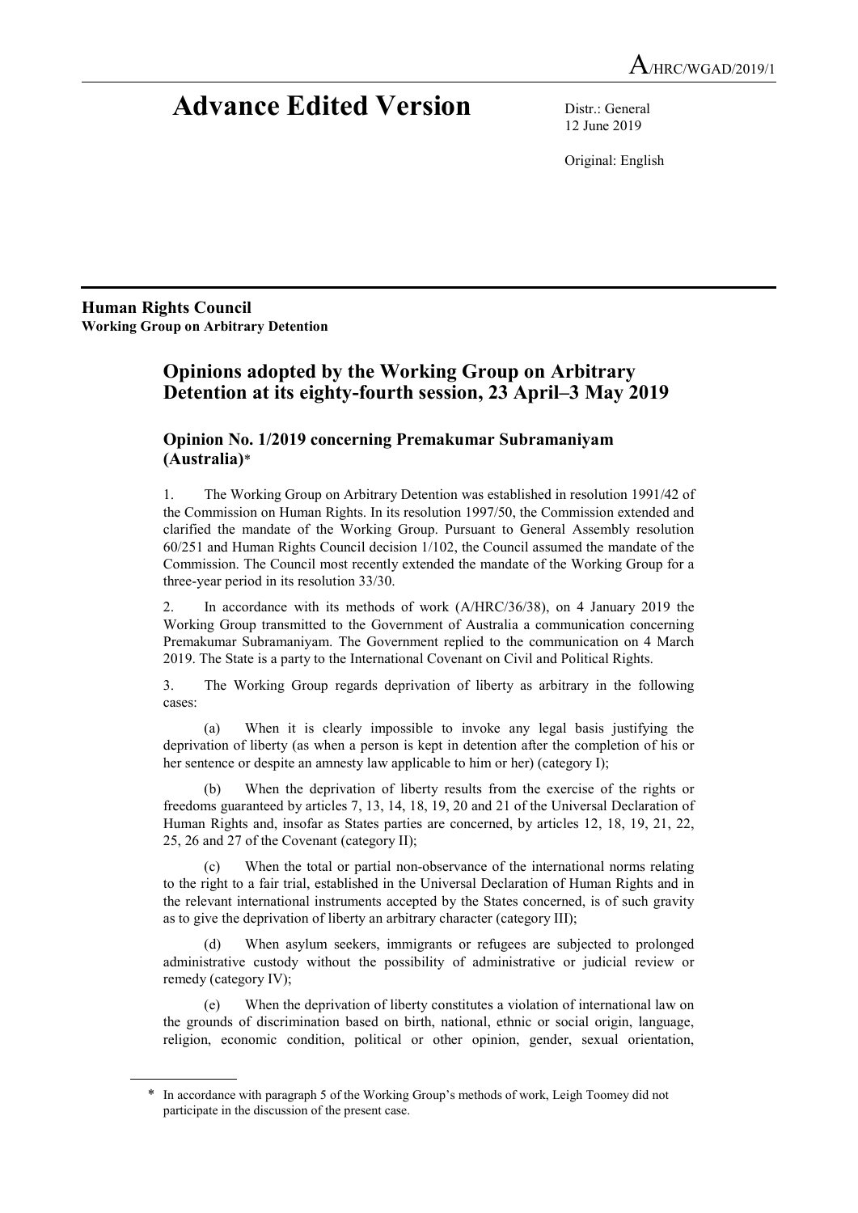A/HRC/WGAD/2019/1

# Advance Edited Version

Distr.: General
12 June 2019

Original: English

**Human Rights Council**
**Working Group on Arbitrary Detention**

## Opinions adopted by the Working Group on Arbitrary Detention at its eighty-fourth session, 23 April–3 May 2019

### Opinion No. 1/2019 concerning Premakumar Subramaniyam (Australia)*

1. The Working Group on Arbitrary Detention was established in resolution 1991/42 of the Commission on Human Rights. In its resolution 1997/50, the Commission extended and clarified the mandate of the Working Group. Pursuant to General Assembly resolution 60/251 and Human Rights Council decision 1/102, the Council assumed the mandate of the Commission. The Council most recently extended the mandate of the Working Group for a three-year period in its resolution 33/30.

2. In accordance with its methods of work (A/HRC/36/38), on 4 January 2019 the Working Group transmitted to the Government of Australia a communication concerning Premakumar Subramaniyam. The Government replied to the communication on 4 March 2019. The State is a party to the International Covenant on Civil and Political Rights.

3. The Working Group regards deprivation of liberty as arbitrary in the following cases:

(a) When it is clearly impossible to invoke any legal basis justifying the deprivation of liberty (as when a person is kept in detention after the completion of his or her sentence or despite an amnesty law applicable to him or her) (category I);

(b) When the deprivation of liberty results from the exercise of the rights or freedoms guaranteed by articles 7, 13, 14, 18, 19, 20 and 21 of the Universal Declaration of Human Rights and, insofar as States parties are concerned, by articles 12, 18, 19, 21, 22, 25, 26 and 27 of the Covenant (category II);

(c) When the total or partial non-observance of the international norms relating to the right to a fair trial, established in the Universal Declaration of Human Rights and in the relevant international instruments accepted by the States concerned, is of such gravity as to give the deprivation of liberty an arbitrary character (category III);

(d) When asylum seekers, immigrants or refugees are subjected to prolonged administrative custody without the possibility of administrative or judicial review or remedy (category IV);

(e) When the deprivation of liberty constitutes a violation of international law on the grounds of discrimination based on birth, national, ethnic or social origin, language, religion, economic condition, political or other opinion, gender, sexual orientation,

---

* In accordance with paragraph 5 of the Working Group's methods of work, Leigh Toomey did not participate in the discussion of the present case.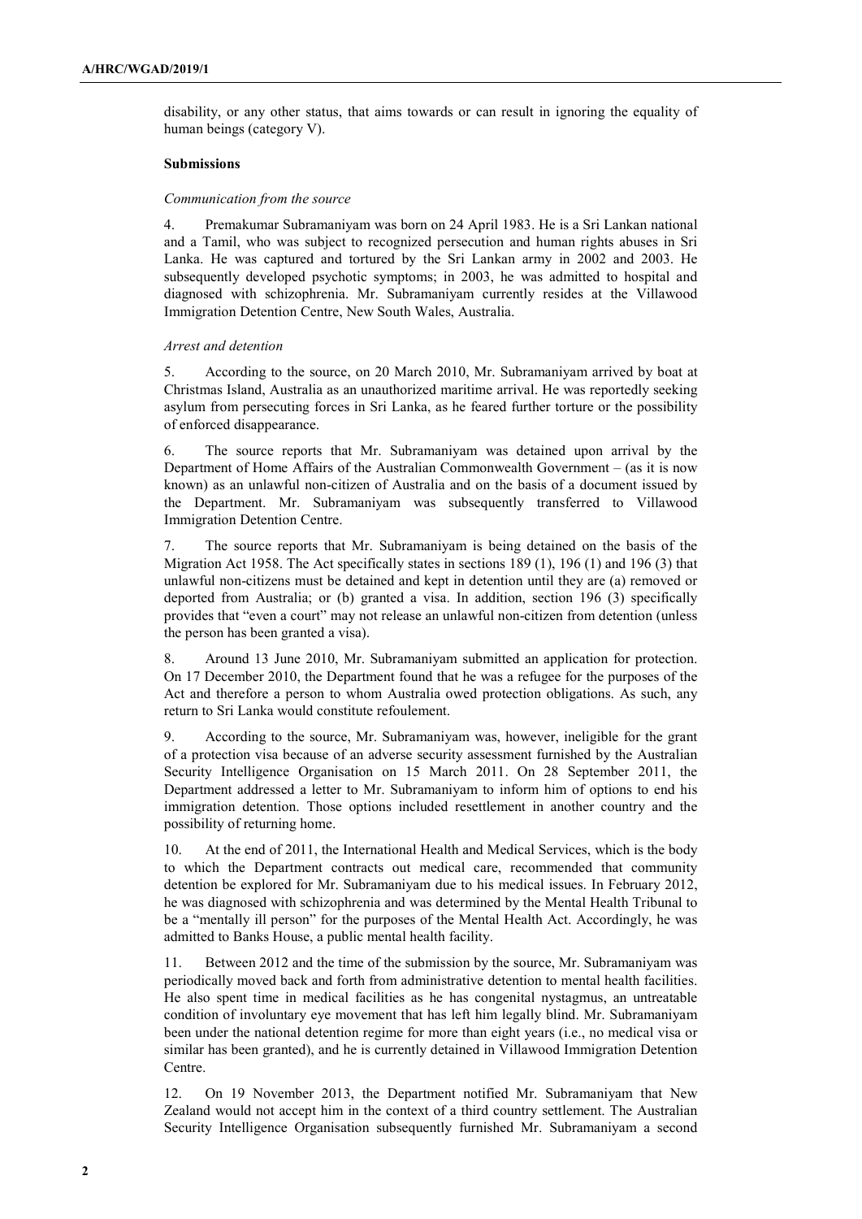disability, or any other status, that aims towards or can result in ignoring the equality of human beings (category V).

**Submissions**

*Communication from the source*

4. Premakumar Subramaniyam was born on 24 April 1983. He is a Sri Lankan national and a Tamil, who was subject to recognized persecution and human rights abuses in Sri Lanka. He was captured and tortured by the Sri Lankan army in 2002 and 2003. He subsequently developed psychotic symptoms; in 2003, he was admitted to hospital and diagnosed with schizophrenia. Mr. Subramaniyam currently resides at the Villawood Immigration Detention Centre, New South Wales, Australia.

*Arrest and detention*

5. According to the source, on 20 March 2010, Mr. Subramaniyam arrived by boat at Christmas Island, Australia as an unauthorized maritime arrival. He was reportedly seeking asylum from persecuting forces in Sri Lanka, as he feared further torture or the possibility of enforced disappearance.

6. The source reports that Mr. Subramaniyam was detained upon arrival by the Department of Home Affairs of the Australian Commonwealth Government – (as it is now known) as an unlawful non-citizen of Australia and on the basis of a document issued by the Department. Mr. Subramaniyam was subsequently transferred to Villawood Immigration Detention Centre.

7. The source reports that Mr. Subramaniyam is being detained on the basis of the Migration Act 1958. The Act specifically states in sections 189 (1), 196 (1) and 196 (3) that unlawful non-citizens must be detained and kept in detention until they are (a) removed or deported from Australia; or (b) granted a visa. In addition, section 196 (3) specifically provides that "even a court" may not release an unlawful non-citizen from detention (unless the person has been granted a visa).

8. Around 13 June 2010, Mr. Subramaniyam submitted an application for protection. On 17 December 2010, the Department found that he was a refugee for the purposes of the Act and therefore a person to whom Australia owed protection obligations. As such, any return to Sri Lanka would constitute refoulement.

9. According to the source, Mr. Subramaniyam was, however, ineligible for the grant of a protection visa because of an adverse security assessment furnished by the Australian Security Intelligence Organisation on 15 March 2011. On 28 September 2011, the Department addressed a letter to Mr. Subramaniyam to inform him of options to end his immigration detention. Those options included resettlement in another country and the possibility of returning home.

10. At the end of 2011, the International Health and Medical Services, which is the body to which the Department contracts out medical care, recommended that community detention be explored for Mr. Subramaniyam due to his medical issues. In February 2012, he was diagnosed with schizophrenia and was determined by the Mental Health Tribunal to be a "mentally ill person" for the purposes of the Mental Health Act. Accordingly, he was admitted to Banks House, a public mental health facility.

11. Between 2012 and the time of the submission by the source, Mr. Subramaniyam was periodically moved back and forth from administrative detention to mental health facilities. He also spent time in medical facilities as he has congenital nystagmus, an untreatable condition of involuntary eye movement that has left him legally blind. Mr. Subramaniyam been under the national detention regime for more than eight years (i.e., no medical visa or similar has been granted), and he is currently detained in Villawood Immigration Detention Centre.

12. On 19 November 2013, the Department notified Mr. Subramaniyam that New Zealand would not accept him in the context of a third country settlement. The Australian Security Intelligence Organisation subsequently furnished Mr. Subramaniyam a second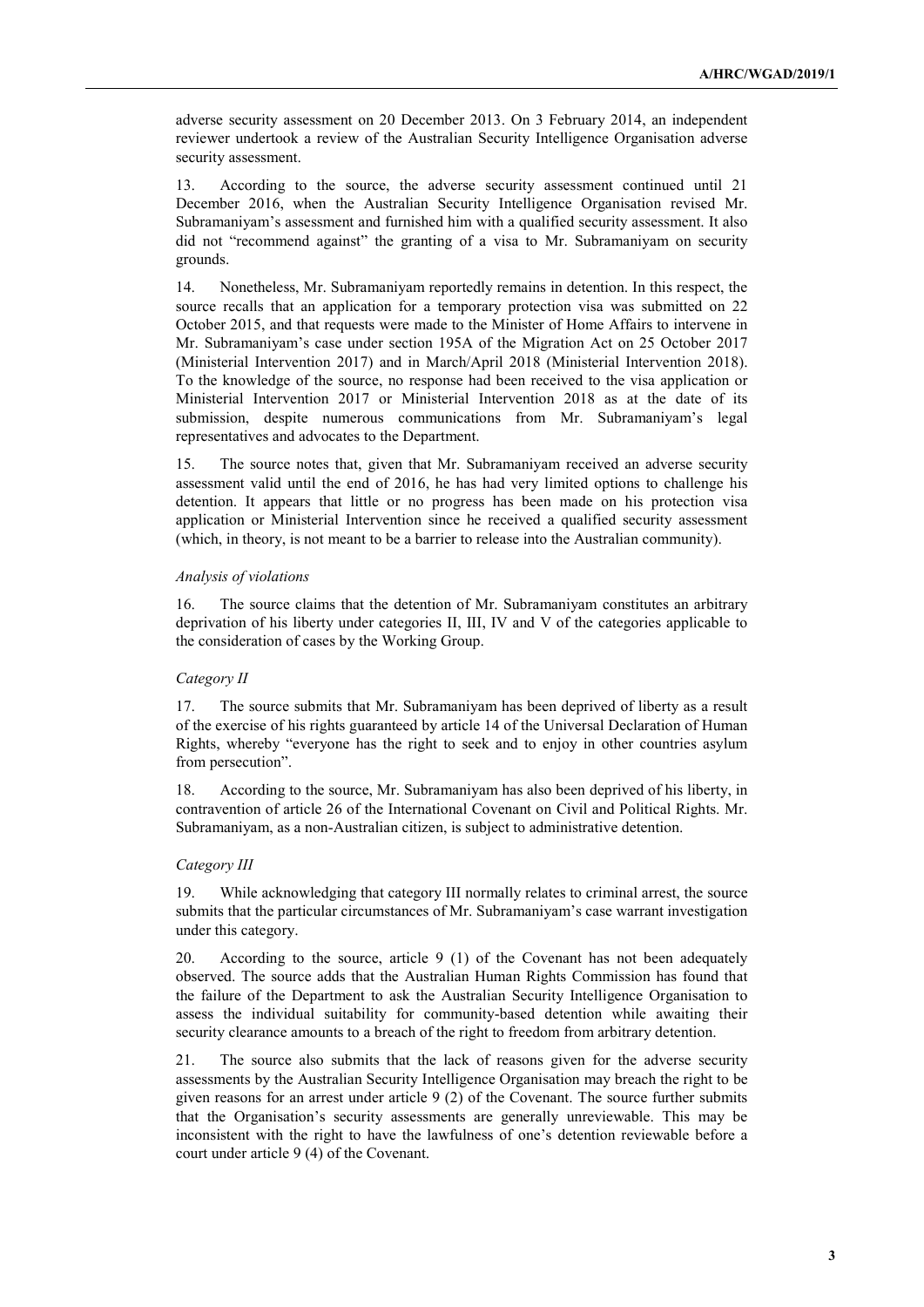adverse security assessment on 20 December 2013. On 3 February 2014, an independent reviewer undertook a review of the Australian Security Intelligence Organisation adverse security assessment.

13. According to the source, the adverse security assessment continued until 21 December 2016, when the Australian Security Intelligence Organisation revised Mr. Subramaniyam's assessment and furnished him with a qualified security assessment. It also did not "recommend against" the granting of a visa to Mr. Subramaniyam on security grounds.

14. Nonetheless, Mr. Subramaniyam reportedly remains in detention. In this respect, the source recalls that an application for a temporary protection visa was submitted on 22 October 2015, and that requests were made to the Minister of Home Affairs to intervene in Mr. Subramaniyam's case under section 195A of the Migration Act on 25 October 2017 (Ministerial Intervention 2017) and in March/April 2018 (Ministerial Intervention 2018). To the knowledge of the source, no response had been received to the visa application or Ministerial Intervention 2017 or Ministerial Intervention 2018 as at the date of its submission, despite numerous communications from Mr. Subramaniyam's legal representatives and advocates to the Department.

15. The source notes that, given that Mr. Subramaniyam received an adverse security assessment valid until the end of 2016, he has had very limited options to challenge his detention. It appears that little or no progress has been made on his protection visa application or Ministerial Intervention since he received a qualified security assessment (which, in theory, is not meant to be a barrier to release into the Australian community).

*Analysis of violations*

16. The source claims that the detention of Mr. Subramaniyam constitutes an arbitrary deprivation of his liberty under categories II, III, IV and V of the categories applicable to the consideration of cases by the Working Group.

*Category II*

17. The source submits that Mr. Subramaniyam has been deprived of liberty as a result of the exercise of his rights guaranteed by article 14 of the Universal Declaration of Human Rights, whereby "everyone has the right to seek and to enjoy in other countries asylum from persecution".

18. According to the source, Mr. Subramaniyam has also been deprived of his liberty, in contravention of article 26 of the International Covenant on Civil and Political Rights. Mr. Subramaniyam, as a non-Australian citizen, is subject to administrative detention.

*Category III*

19. While acknowledging that category III normally relates to criminal arrest, the source submits that the particular circumstances of Mr. Subramaniyam's case warrant investigation under this category.

20. According to the source, article 9 (1) of the Covenant has not been adequately observed. The source adds that the Australian Human Rights Commission has found that the failure of the Department to ask the Australian Security Intelligence Organisation to assess the individual suitability for community-based detention while awaiting their security clearance amounts to a breach of the right to freedom from arbitrary detention.

21. The source also submits that the lack of reasons given for the adverse security assessments by the Australian Security Intelligence Organisation may breach the right to be given reasons for an arrest under article 9 (2) of the Covenant. The source further submits that the Organisation's security assessments are generally unreviewable. This may be inconsistent with the right to have the lawfulness of one's detention reviewable before a court under article 9 (4) of the Covenant.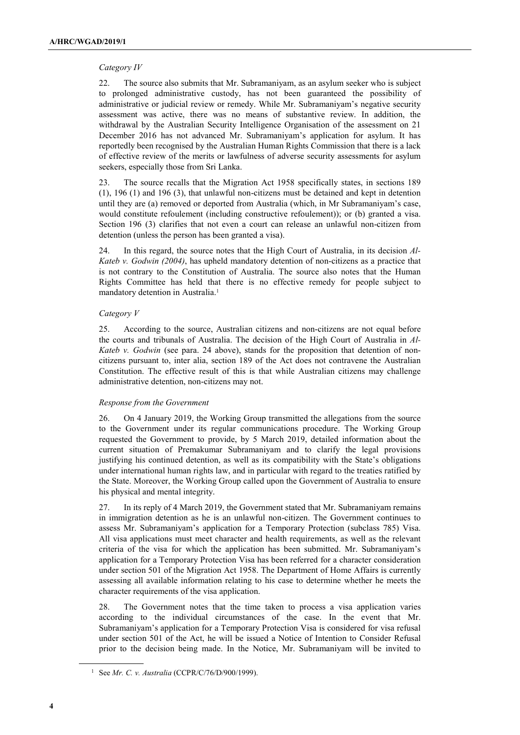*Category IV*

22. The source also submits that Mr. Subramaniyam, as an asylum seeker who is subject to prolonged administrative custody, has not been guaranteed the possibility of administrative or judicial review or remedy. While Mr. Subramaniyam's negative security assessment was active, there was no means of substantive review. In addition, the withdrawal by the Australian Security Intelligence Organisation of the assessment on 21 December 2016 has not advanced Mr. Subramaniyam's application for asylum. It has reportedly been recognised by the Australian Human Rights Commission that there is a lack of effective review of the merits or lawfulness of adverse security assessments for asylum seekers, especially those from Sri Lanka.

23. The source recalls that the Migration Act 1958 specifically states, in sections 189 (1), 196 (1) and 196 (3), that unlawful non-citizens must be detained and kept in detention until they are (a) removed or deported from Australia (which, in Mr Subramaniyam's case, would constitute refoulement (including constructive refoulement)); or (b) granted a visa. Section 196 (3) clarifies that not even a court can release an unlawful non-citizen from detention (unless the person has been granted a visa).

24. In this regard, the source notes that the High Court of Australia, in its decision *Al-Kateb v. Godwin (2004)*, has upheld mandatory detention of non-citizens as a practice that is not contrary to the Constitution of Australia. The source also notes that the Human Rights Committee has held that there is no effective remedy for people subject to mandatory detention in Australia.[1]

*Category V*

25. According to the source, Australian citizens and non-citizens are not equal before the courts and tribunals of Australia. The decision of the High Court of Australia in *Al-Kateb v. Godwin* (see para. 24 above), stands for the proposition that detention of non-citizens pursuant to, inter alia, section 189 of the Act does not contravene the Australian Constitution. The effective result of this is that while Australian citizens may challenge administrative detention, non-citizens may not.

*Response from the Government*

26. On 4 January 2019, the Working Group transmitted the allegations from the source to the Government under its regular communications procedure. The Working Group requested the Government to provide, by 5 March 2019, detailed information about the current situation of Premakumar Subramaniyam and to clarify the legal provisions justifying his continued detention, as well as its compatibility with the State's obligations under international human rights law, and in particular with regard to the treaties ratified by the State. Moreover, the Working Group called upon the Government of Australia to ensure his physical and mental integrity.

27. In its reply of 4 March 2019, the Government stated that Mr. Subramaniyam remains in immigration detention as he is an unlawful non-citizen. The Government continues to assess Mr. Subramaniyam's application for a Temporary Protection (subclass 785) Visa. All visa applications must meet character and health requirements, as well as the relevant criteria of the visa for which the application has been submitted. Mr. Subramaniyam's application for a Temporary Protection Visa has been referred for a character consideration under section 501 of the Migration Act 1958. The Department of Home Affairs is currently assessing all available information relating to his case to determine whether he meets the character requirements of the visa application.

28. The Government notes that the time taken to process a visa application varies according to the individual circumstances of the case. In the event that Mr. Subramaniyam's application for a Temporary Protection Visa is considered for visa refusal under section 501 of the Act, he will be issued a Notice of Intention to Consider Refusal prior to the decision being made. In the Notice, Mr. Subramaniyam will be invited to

[1] See *Mr. C. v. Australia* (CCPR/C/76/D/900/1999).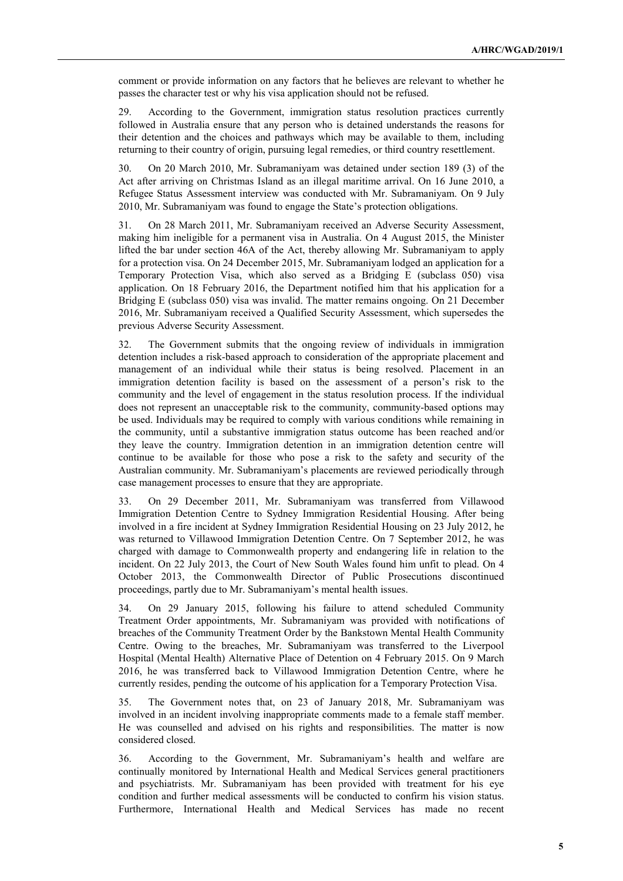comment or provide information on any factors that he believes are relevant to whether he passes the character test or why his visa application should not be refused.

29. According to the Government, immigration status resolution practices currently followed in Australia ensure that any person who is detained understands the reasons for their detention and the choices and pathways which may be available to them, including returning to their country of origin, pursuing legal remedies, or third country resettlement.

30. On 20 March 2010, Mr. Subramaniyam was detained under section 189 (3) of the Act after arriving on Christmas Island as an illegal maritime arrival. On 16 June 2010, a Refugee Status Assessment interview was conducted with Mr. Subramaniyam. On 9 July 2010, Mr. Subramaniyam was found to engage the State's protection obligations.

31. On 28 March 2011, Mr. Subramaniyam received an Adverse Security Assessment, making him ineligible for a permanent visa in Australia. On 4 August 2015, the Minister lifted the bar under section 46A of the Act, thereby allowing Mr. Subramaniyam to apply for a protection visa. On 24 December 2015, Mr. Subramaniyam lodged an application for a Temporary Protection Visa, which also served as a Bridging E (subclass 050) visa application. On 18 February 2016, the Department notified him that his application for a Bridging E (subclass 050) visa was invalid. The matter remains ongoing. On 21 December 2016, Mr. Subramaniyam received a Qualified Security Assessment, which supersedes the previous Adverse Security Assessment.

32. The Government submits that the ongoing review of individuals in immigration detention includes a risk-based approach to consideration of the appropriate placement and management of an individual while their status is being resolved. Placement in an immigration detention facility is based on the assessment of a person's risk to the community and the level of engagement in the status resolution process. If the individual does not represent an unacceptable risk to the community, community-based options may be used. Individuals may be required to comply with various conditions while remaining in the community, until a substantive immigration status outcome has been reached and/or they leave the country. Immigration detention in an immigration detention centre will continue to be available for those who pose a risk to the safety and security of the Australian community. Mr. Subramaniyam's placements are reviewed periodically through case management processes to ensure that they are appropriate.

33. On 29 December 2011, Mr. Subramaniyam was transferred from Villawood Immigration Detention Centre to Sydney Immigration Residential Housing. After being involved in a fire incident at Sydney Immigration Residential Housing on 23 July 2012, he was returned to Villawood Immigration Detention Centre. On 7 September 2012, he was charged with damage to Commonwealth property and endangering life in relation to the incident. On 22 July 2013, the Court of New South Wales found him unfit to plead. On 4 October 2013, the Commonwealth Director of Public Prosecutions discontinued proceedings, partly due to Mr. Subramaniyam's mental health issues.

34. On 29 January 2015, following his failure to attend scheduled Community Treatment Order appointments, Mr. Subramaniyam was provided with notifications of breaches of the Community Treatment Order by the Bankstown Mental Health Community Centre. Owing to the breaches, Mr. Subramaniyam was transferred to the Liverpool Hospital (Mental Health) Alternative Place of Detention on 4 February 2015. On 9 March 2016, he was transferred back to Villawood Immigration Detention Centre, where he currently resides, pending the outcome of his application for a Temporary Protection Visa.

35. The Government notes that, on 23 of January 2018, Mr. Subramaniyam was involved in an incident involving inappropriate comments made to a female staff member. He was counselled and advised on his rights and responsibilities. The matter is now considered closed.

36. According to the Government, Mr. Subramaniyam's health and welfare are continually monitored by International Health and Medical Services general practitioners and psychiatrists. Mr. Subramaniyam has been provided with treatment for his eye condition and further medical assessments will be conducted to confirm his vision status. Furthermore, International Health and Medical Services has made no recent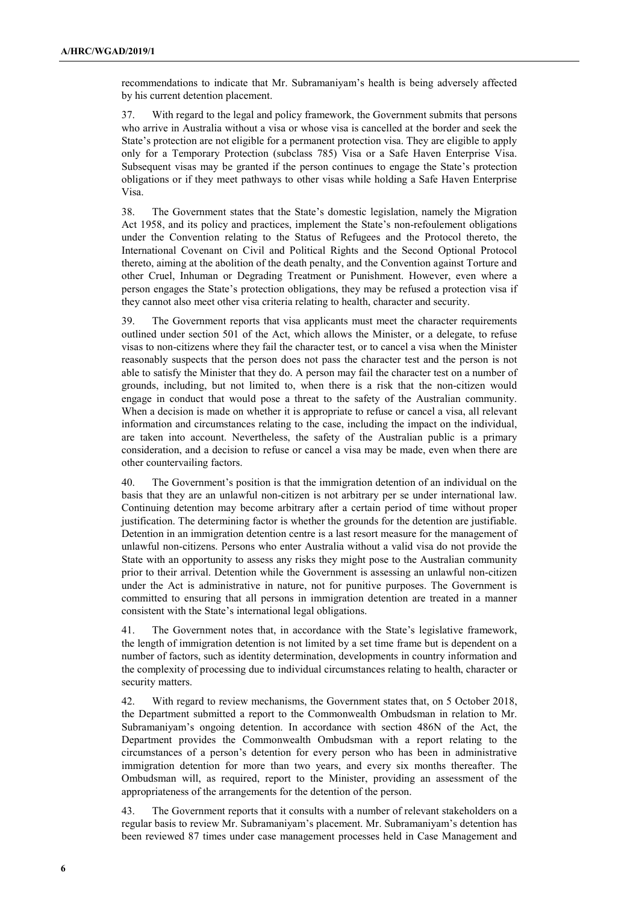recommendations to indicate that Mr. Subramaniyam's health is being adversely affected by his current detention placement.

37. With regard to the legal and policy framework, the Government submits that persons who arrive in Australia without a visa or whose visa is cancelled at the border and seek the State's protection are not eligible for a permanent protection visa. They are eligible to apply only for a Temporary Protection (subclass 785) Visa or a Safe Haven Enterprise Visa. Subsequent visas may be granted if the person continues to engage the State's protection obligations or if they meet pathways to other visas while holding a Safe Haven Enterprise Visa.

38. The Government states that the State's domestic legislation, namely the Migration Act 1958, and its policy and practices, implement the State's non-refoulement obligations under the Convention relating to the Status of Refugees and the Protocol thereto, the International Covenant on Civil and Political Rights and the Second Optional Protocol thereto, aiming at the abolition of the death penalty, and the Convention against Torture and other Cruel, Inhuman or Degrading Treatment or Punishment. However, even where a person engages the State's protection obligations, they may be refused a protection visa if they cannot also meet other visa criteria relating to health, character and security.

39. The Government reports that visa applicants must meet the character requirements outlined under section 501 of the Act, which allows the Minister, or a delegate, to refuse visas to non-citizens where they fail the character test, or to cancel a visa when the Minister reasonably suspects that the person does not pass the character test and the person is not able to satisfy the Minister that they do. A person may fail the character test on a number of grounds, including, but not limited to, when there is a risk that the non-citizen would engage in conduct that would pose a threat to the safety of the Australian community. When a decision is made on whether it is appropriate to refuse or cancel a visa, all relevant information and circumstances relating to the case, including the impact on the individual, are taken into account. Nevertheless, the safety of the Australian public is a primary consideration, and a decision to refuse or cancel a visa may be made, even when there are other countervailing factors.

40. The Government's position is that the immigration detention of an individual on the basis that they are an unlawful non-citizen is not arbitrary per se under international law. Continuing detention may become arbitrary after a certain period of time without proper justification. The determining factor is whether the grounds for the detention are justifiable. Detention in an immigration detention centre is a last resort measure for the management of unlawful non-citizens. Persons who enter Australia without a valid visa do not provide the State with an opportunity to assess any risks they might pose to the Australian community prior to their arrival. Detention while the Government is assessing an unlawful non-citizen under the Act is administrative in nature, not for punitive purposes. The Government is committed to ensuring that all persons in immigration detention are treated in a manner consistent with the State's international legal obligations.

41. The Government notes that, in accordance with the State's legislative framework, the length of immigration detention is not limited by a set time frame but is dependent on a number of factors, such as identity determination, developments in country information and the complexity of processing due to individual circumstances relating to health, character or security matters.

42. With regard to review mechanisms, the Government states that, on 5 October 2018, the Department submitted a report to the Commonwealth Ombudsman in relation to Mr. Subramaniyam's ongoing detention. In accordance with section 486N of the Act, the Department provides the Commonwealth Ombudsman with a report relating to the circumstances of a person's detention for every person who has been in administrative immigration detention for more than two years, and every six months thereafter. The Ombudsman will, as required, report to the Minister, providing an assessment of the appropriateness of the arrangements for the detention of the person.

43. The Government reports that it consults with a number of relevant stakeholders on a regular basis to review Mr. Subramaniyam's placement. Mr. Subramaniyam's detention has been reviewed 87 times under case management processes held in Case Management and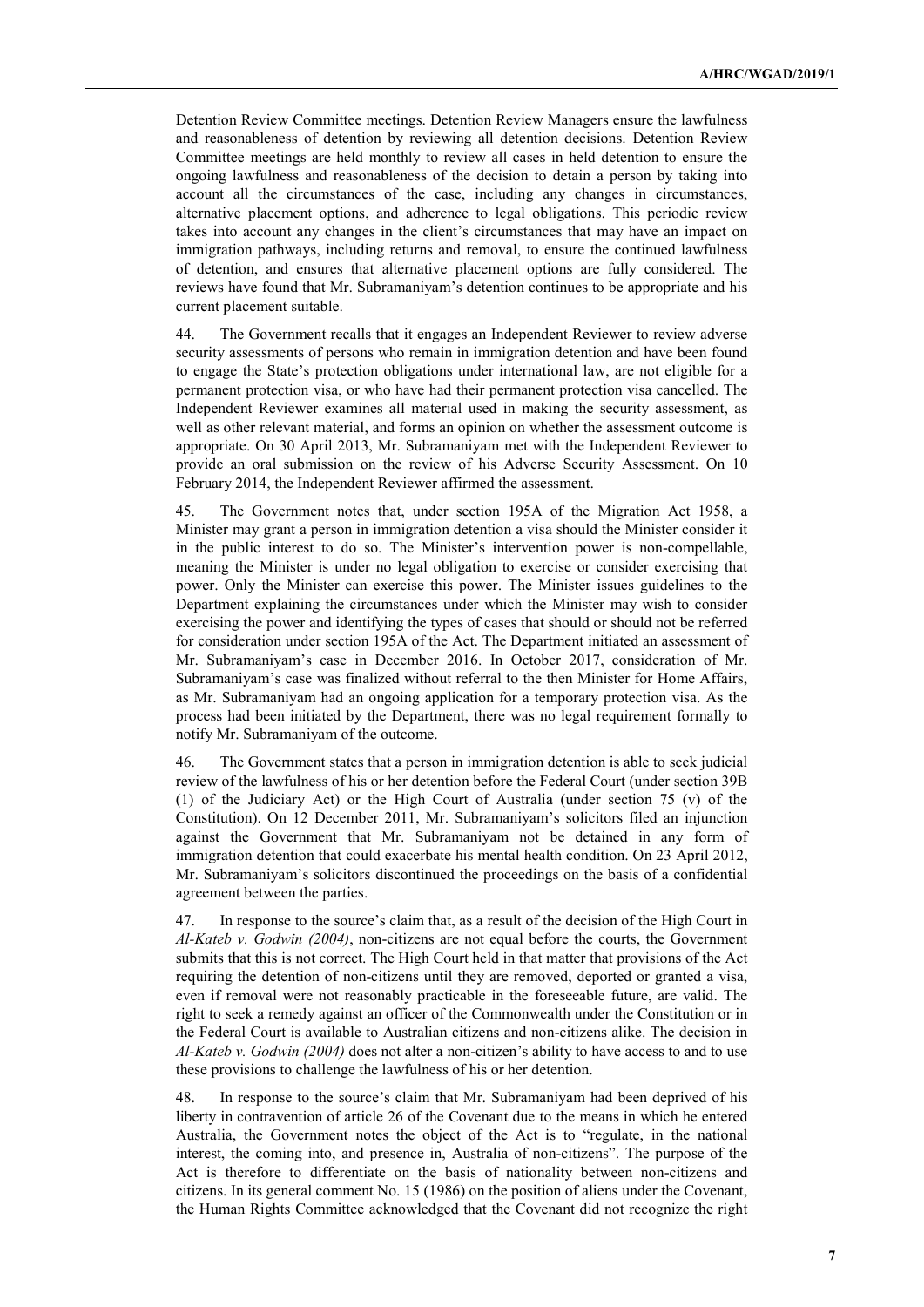Detention Review Committee meetings. Detention Review Managers ensure the lawfulness and reasonableness of detention by reviewing all detention decisions. Detention Review Committee meetings are held monthly to review all cases in held detention to ensure the ongoing lawfulness and reasonableness of the decision to detain a person by taking into account all the circumstances of the case, including any changes in circumstances, alternative placement options, and adherence to legal obligations. This periodic review takes into account any changes in the client's circumstances that may have an impact on immigration pathways, including returns and removal, to ensure the continued lawfulness of detention, and ensures that alternative placement options are fully considered. The reviews have found that Mr. Subramaniyam's detention continues to be appropriate and his current placement suitable.

44. The Government recalls that it engages an Independent Reviewer to review adverse security assessments of persons who remain in immigration detention and have been found to engage the State's protection obligations under international law, are not eligible for a permanent protection visa, or who have had their permanent protection visa cancelled. The Independent Reviewer examines all material used in making the security assessment, as well as other relevant material, and forms an opinion on whether the assessment outcome is appropriate. On 30 April 2013, Mr. Subramaniyam met with the Independent Reviewer to provide an oral submission on the review of his Adverse Security Assessment. On 10 February 2014, the Independent Reviewer affirmed the assessment.

45. The Government notes that, under section 195A of the Migration Act 1958, a Minister may grant a person in immigration detention a visa should the Minister consider it in the public interest to do so. The Minister's intervention power is non-compellable, meaning the Minister is under no legal obligation to exercise or consider exercising that power. Only the Minister can exercise this power. The Minister issues guidelines to the Department explaining the circumstances under which the Minister may wish to consider exercising the power and identifying the types of cases that should or should not be referred for consideration under section 195A of the Act. The Department initiated an assessment of Mr. Subramaniyam's case in December 2016. In October 2017, consideration of Mr. Subramaniyam's case was finalized without referral to the then Minister for Home Affairs, as Mr. Subramaniyam had an ongoing application for a temporary protection visa. As the process had been initiated by the Department, there was no legal requirement formally to notify Mr. Subramaniyam of the outcome.

46. The Government states that a person in immigration detention is able to seek judicial review of the lawfulness of his or her detention before the Federal Court (under section 39B (1) of the Judiciary Act) or the High Court of Australia (under section 75 (v) of the Constitution). On 12 December 2011, Mr. Subramaniyam's solicitors filed an injunction against the Government that Mr. Subramaniyam not be detained in any form of immigration detention that could exacerbate his mental health condition. On 23 April 2012, Mr. Subramaniyam's solicitors discontinued the proceedings on the basis of a confidential agreement between the parties.

47. In response to the source's claim that, as a result of the decision of the High Court in *Al-Kateb v. Godwin (2004)*, non-citizens are not equal before the courts, the Government submits that this is not correct. The High Court held in that matter that provisions of the Act requiring the detention of non-citizens until they are removed, deported or granted a visa, even if removal were not reasonably practicable in the foreseeable future, are valid. The right to seek a remedy against an officer of the Commonwealth under the Constitution or in the Federal Court is available to Australian citizens and non-citizens alike. The decision in *Al-Kateb v. Godwin (2004)* does not alter a non-citizen's ability to have access to and to use these provisions to challenge the lawfulness of his or her detention.

48. In response to the source's claim that Mr. Subramaniyam had been deprived of his liberty in contravention of article 26 of the Covenant due to the means in which he entered Australia, the Government notes the object of the Act is to "regulate, in the national interest, the coming into, and presence in, Australia of non-citizens". The purpose of the Act is therefore to differentiate on the basis of nationality between non-citizens and citizens. In its general comment No. 15 (1986) on the position of aliens under the Covenant, the Human Rights Committee acknowledged that the Covenant did not recognize the right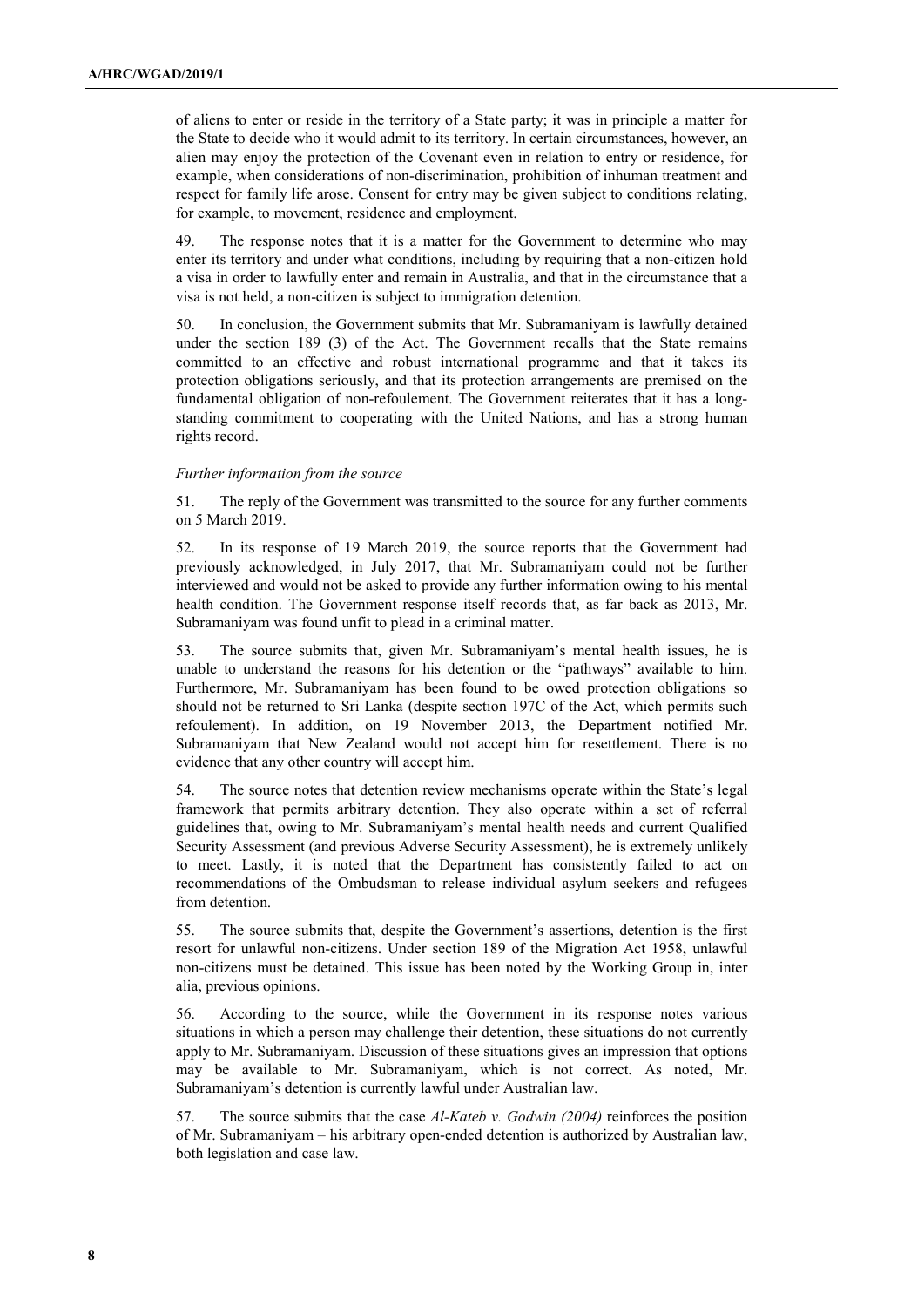of aliens to enter or reside in the territory of a State party; it was in principle a matter for the State to decide who it would admit to its territory. In certain circumstances, however, an alien may enjoy the protection of the Covenant even in relation to entry or residence, for example, when considerations of non-discrimination, prohibition of inhuman treatment and respect for family life arose. Consent for entry may be given subject to conditions relating, for example, to movement, residence and employment.

49. The response notes that it is a matter for the Government to determine who may enter its territory and under what conditions, including by requiring that a non-citizen hold a visa in order to lawfully enter and remain in Australia, and that in the circumstance that a visa is not held, a non-citizen is subject to immigration detention.

50. In conclusion, the Government submits that Mr. Subramaniyam is lawfully detained under the section 189 (3) of the Act. The Government recalls that the State remains committed to an effective and robust international programme and that it takes its protection obligations seriously, and that its protection arrangements are premised on the fundamental obligation of non-refoulement. The Government reiterates that it has a long-standing commitment to cooperating with the United Nations, and has a strong human rights record.

*Further information from the source*

51. The reply of the Government was transmitted to the source for any further comments on 5 March 2019.

52. In its response of 19 March 2019, the source reports that the Government had previously acknowledged, in July 2017, that Mr. Subramaniyam could not be further interviewed and would not be asked to provide any further information owing to his mental health condition. The Government response itself records that, as far back as 2013, Mr. Subramaniyam was found unfit to plead in a criminal matter.

53. The source submits that, given Mr. Subramaniyam's mental health issues, he is unable to understand the reasons for his detention or the "pathways" available to him. Furthermore, Mr. Subramaniyam has been found to be owed protection obligations so should not be returned to Sri Lanka (despite section 197C of the Act, which permits such refoulement). In addition, on 19 November 2013, the Department notified Mr. Subramaniyam that New Zealand would not accept him for resettlement. There is no evidence that any other country will accept him.

54. The source notes that detention review mechanisms operate within the State's legal framework that permits arbitrary detention. They also operate within a set of referral guidelines that, owing to Mr. Subramaniyam's mental health needs and current Qualified Security Assessment (and previous Adverse Security Assessment), he is extremely unlikely to meet. Lastly, it is noted that the Department has consistently failed to act on recommendations of the Ombudsman to release individual asylum seekers and refugees from detention.

55. The source submits that, despite the Government's assertions, detention is the first resort for unlawful non-citizens. Under section 189 of the Migration Act 1958, unlawful non-citizens must be detained. This issue has been noted by the Working Group in, inter alia, previous opinions.

56. According to the source, while the Government in its response notes various situations in which a person may challenge their detention, these situations do not currently apply to Mr. Subramaniyam. Discussion of these situations gives an impression that options may be available to Mr. Subramaniyam, which is not correct. As noted, Mr. Subramaniyam's detention is currently lawful under Australian law.

57. The source submits that the case *Al-Kateb v. Godwin (2004)* reinforces the position of Mr. Subramaniyam – his arbitrary open-ended detention is authorized by Australian law, both legislation and case law.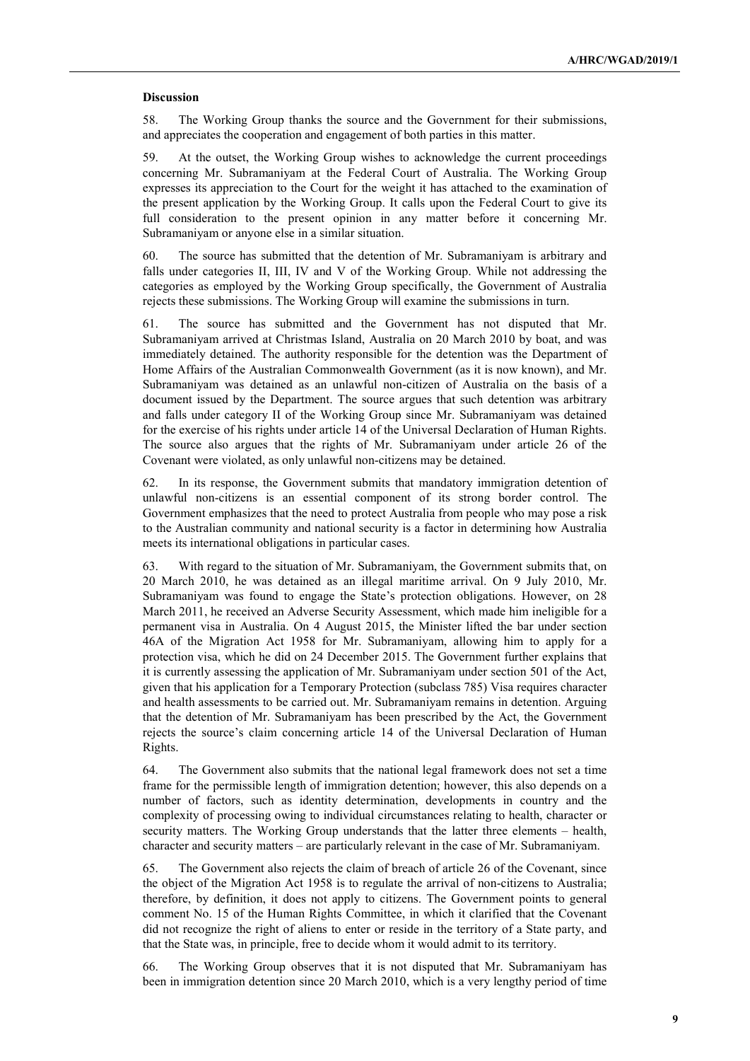**Discussion**

58. The Working Group thanks the source and the Government for their submissions, and appreciates the cooperation and engagement of both parties in this matter.

59. At the outset, the Working Group wishes to acknowledge the current proceedings concerning Mr. Subramaniyam at the Federal Court of Australia. The Working Group expresses its appreciation to the Court for the weight it has attached to the examination of the present application by the Working Group. It calls upon the Federal Court to give its full consideration to the present opinion in any matter before it concerning Mr. Subramaniyam or anyone else in a similar situation.

60. The source has submitted that the detention of Mr. Subramaniyam is arbitrary and falls under categories II, III, IV and V of the Working Group. While not addressing the categories as employed by the Working Group specifically, the Government of Australia rejects these submissions. The Working Group will examine the submissions in turn.

61. The source has submitted and the Government has not disputed that Mr. Subramaniyam arrived at Christmas Island, Australia on 20 March 2010 by boat, and was immediately detained. The authority responsible for the detention was the Department of Home Affairs of the Australian Commonwealth Government (as it is now known), and Mr. Subramaniyam was detained as an unlawful non-citizen of Australia on the basis of a document issued by the Department. The source argues that such detention was arbitrary and falls under category II of the Working Group since Mr. Subramaniyam was detained for the exercise of his rights under article 14 of the Universal Declaration of Human Rights. The source also argues that the rights of Mr. Subramaniyam under article 26 of the Covenant were violated, as only unlawful non-citizens may be detained.

62. In its response, the Government submits that mandatory immigration detention of unlawful non-citizens is an essential component of its strong border control. The Government emphasizes that the need to protect Australia from people who may pose a risk to the Australian community and national security is a factor in determining how Australia meets its international obligations in particular cases.

63. With regard to the situation of Mr. Subramaniyam, the Government submits that, on 20 March 2010, he was detained as an illegal maritime arrival. On 9 July 2010, Mr. Subramaniyam was found to engage the State's protection obligations. However, on 28 March 2011, he received an Adverse Security Assessment, which made him ineligible for a permanent visa in Australia. On 4 August 2015, the Minister lifted the bar under section 46A of the Migration Act 1958 for Mr. Subramaniyam, allowing him to apply for a protection visa, which he did on 24 December 2015. The Government further explains that it is currently assessing the application of Mr. Subramaniyam under section 501 of the Act, given that his application for a Temporary Protection (subclass 785) Visa requires character and health assessments to be carried out. Mr. Subramaniyam remains in detention. Arguing that the detention of Mr. Subramaniyam has been prescribed by the Act, the Government rejects the source's claim concerning article 14 of the Universal Declaration of Human Rights.

64. The Government also submits that the national legal framework does not set a time frame for the permissible length of immigration detention; however, this also depends on a number of factors, such as identity determination, developments in country and the complexity of processing owing to individual circumstances relating to health, character or security matters. The Working Group understands that the latter three elements – health, character and security matters – are particularly relevant in the case of Mr. Subramaniyam.

65. The Government also rejects the claim of breach of article 26 of the Covenant, since the object of the Migration Act 1958 is to regulate the arrival of non-citizens to Australia; therefore, by definition, it does not apply to citizens. The Government points to general comment No. 15 of the Human Rights Committee, in which it clarified that the Covenant did not recognize the right of aliens to enter or reside in the territory of a State party, and that the State was, in principle, free to decide whom it would admit to its territory.

66. The Working Group observes that it is not disputed that Mr. Subramaniyam has been in immigration detention since 20 March 2010, which is a very lengthy period of time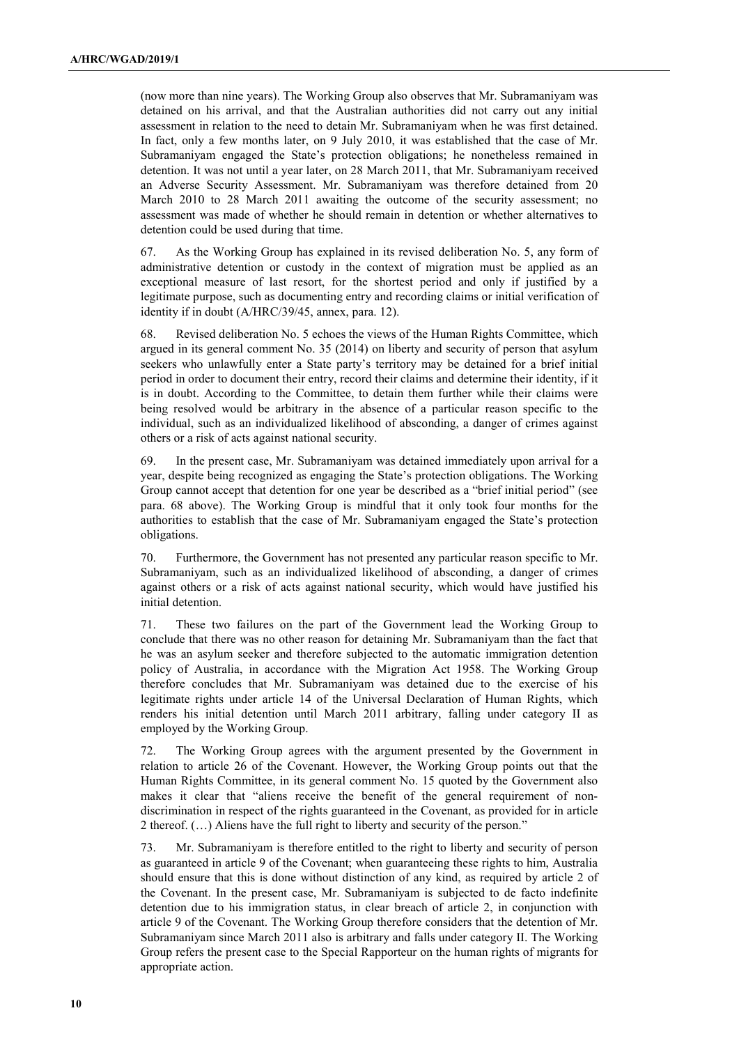(now more than nine years). The Working Group also observes that Mr. Subramaniyam was detained on his arrival, and that the Australian authorities did not carry out any initial assessment in relation to the need to detain Mr. Subramaniyam when he was first detained. In fact, only a few months later, on 9 July 2010, it was established that the case of Mr. Subramaniyam engaged the State's protection obligations; he nonetheless remained in detention. It was not until a year later, on 28 March 2011, that Mr. Subramaniyam received an Adverse Security Assessment. Mr. Subramaniyam was therefore detained from 20 March 2010 to 28 March 2011 awaiting the outcome of the security assessment; no assessment was made of whether he should remain in detention or whether alternatives to detention could be used during that time.

67. As the Working Group has explained in its revised deliberation No. 5, any form of administrative detention or custody in the context of migration must be applied as an exceptional measure of last resort, for the shortest period and only if justified by a legitimate purpose, such as documenting entry and recording claims or initial verification of identity if in doubt (A/HRC/39/45, annex, para. 12).

68. Revised deliberation No. 5 echoes the views of the Human Rights Committee, which argued in its general comment No. 35 (2014) on liberty and security of person that asylum seekers who unlawfully enter a State party's territory may be detained for a brief initial period in order to document their entry, record their claims and determine their identity, if it is in doubt. According to the Committee, to detain them further while their claims were being resolved would be arbitrary in the absence of a particular reason specific to the individual, such as an individualized likelihood of absconding, a danger of crimes against others or a risk of acts against national security.

69. In the present case, Mr. Subramaniyam was detained immediately upon arrival for a year, despite being recognized as engaging the State's protection obligations. The Working Group cannot accept that detention for one year be described as a "brief initial period" (see para. 68 above). The Working Group is mindful that it only took four months for the authorities to establish that the case of Mr. Subramaniyam engaged the State's protection obligations.

70. Furthermore, the Government has not presented any particular reason specific to Mr. Subramaniyam, such as an individualized likelihood of absconding, a danger of crimes against others or a risk of acts against national security, which would have justified his initial detention.

71. These two failures on the part of the Government lead the Working Group to conclude that there was no other reason for detaining Mr. Subramaniyam than the fact that he was an asylum seeker and therefore subjected to the automatic immigration detention policy of Australia, in accordance with the Migration Act 1958. The Working Group therefore concludes that Mr. Subramaniyam was detained due to the exercise of his legitimate rights under article 14 of the Universal Declaration of Human Rights, which renders his initial detention until March 2011 arbitrary, falling under category II as employed by the Working Group.

72. The Working Group agrees with the argument presented by the Government in relation to article 26 of the Covenant. However, the Working Group points out that the Human Rights Committee, in its general comment No. 15 quoted by the Government also makes it clear that "aliens receive the benefit of the general requirement of non-discrimination in respect of the rights guaranteed in the Covenant, as provided for in article 2 thereof. (…) Aliens have the full right to liberty and security of the person."

73. Mr. Subramaniyam is therefore entitled to the right to liberty and security of person as guaranteed in article 9 of the Covenant; when guaranteeing these rights to him, Australia should ensure that this is done without distinction of any kind, as required by article 2 of the Covenant. In the present case, Mr. Subramaniyam is subjected to de facto indefinite detention due to his immigration status, in clear breach of article 2, in conjunction with article 9 of the Covenant. The Working Group therefore considers that the detention of Mr. Subramaniyam since March 2011 also is arbitrary and falls under category II. The Working Group refers the present case to the Special Rapporteur on the human rights of migrants for appropriate action.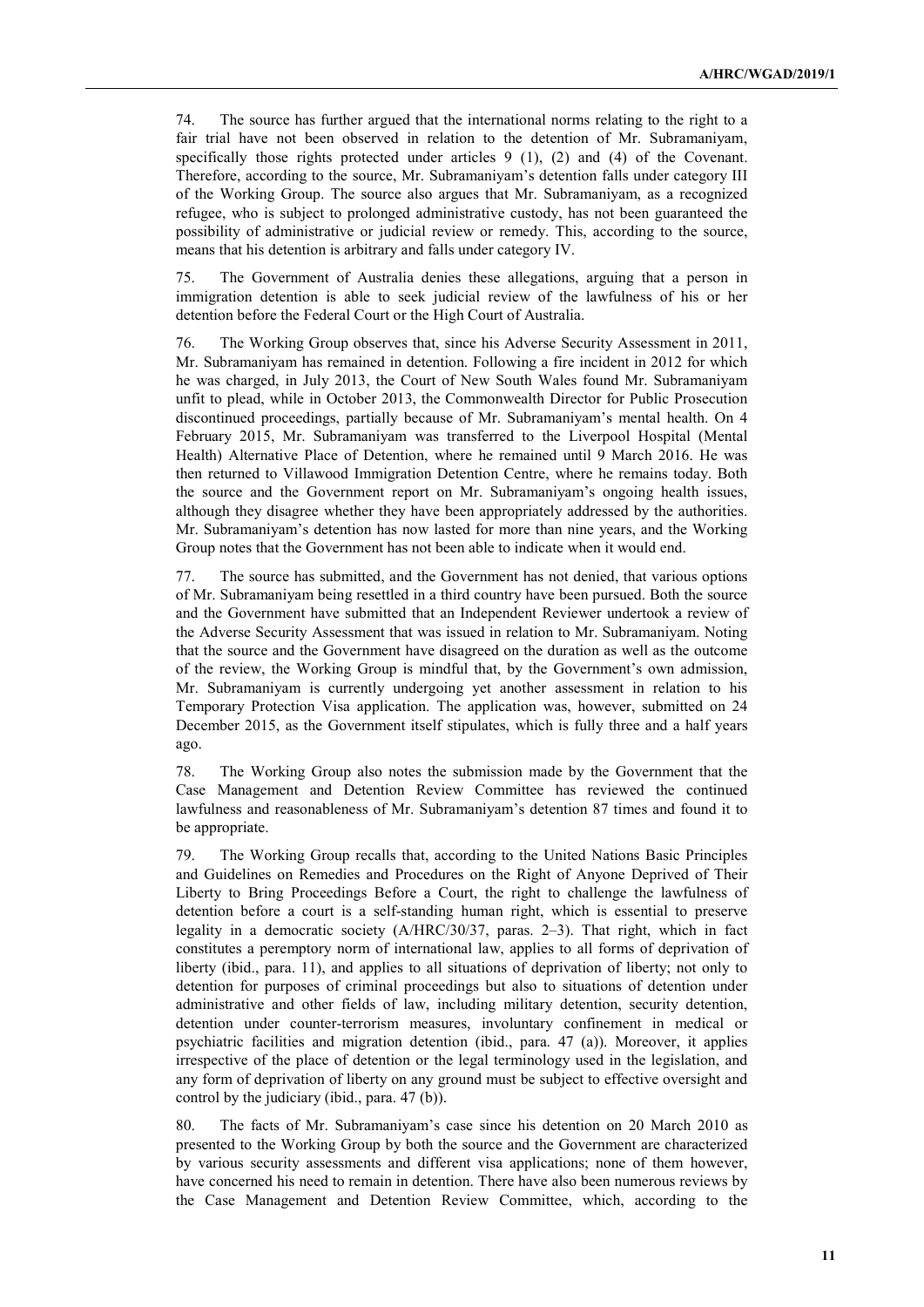74. The source has further argued that the international norms relating to the right to a fair trial have not been observed in relation to the detention of Mr. Subramaniyam, specifically those rights protected under articles 9 (1), (2) and (4) of the Covenant. Therefore, according to the source, Mr. Subramaniyam's detention falls under category III of the Working Group. The source also argues that Mr. Subramaniyam, as a recognized refugee, who is subject to prolonged administrative custody, has not been guaranteed the possibility of administrative or judicial review or remedy. This, according to the source, means that his detention is arbitrary and falls under category IV.

75. The Government of Australia denies these allegations, arguing that a person in immigration detention is able to seek judicial review of the lawfulness of his or her detention before the Federal Court or the High Court of Australia.

76. The Working Group observes that, since his Adverse Security Assessment in 2011, Mr. Subramaniyam has remained in detention. Following a fire incident in 2012 for which he was charged, in July 2013, the Court of New South Wales found Mr. Subramaniyam unfit to plead, while in October 2013, the Commonwealth Director for Public Prosecution discontinued proceedings, partially because of Mr. Subramaniyam's mental health. On 4 February 2015, Mr. Subramaniyam was transferred to the Liverpool Hospital (Mental Health) Alternative Place of Detention, where he remained until 9 March 2016. He was then returned to Villawood Immigration Detention Centre, where he remains today. Both the source and the Government report on Mr. Subramaniyam's ongoing health issues, although they disagree whether they have been appropriately addressed by the authorities. Mr. Subramaniyam's detention has now lasted for more than nine years, and the Working Group notes that the Government has not been able to indicate when it would end.

77. The source has submitted, and the Government has not denied, that various options of Mr. Subramaniyam being resettled in a third country have been pursued. Both the source and the Government have submitted that an Independent Reviewer undertook a review of the Adverse Security Assessment that was issued in relation to Mr. Subramaniyam. Noting that the source and the Government have disagreed on the duration as well as the outcome of the review, the Working Group is mindful that, by the Government's own admission, Mr. Subramaniyam is currently undergoing yet another assessment in relation to his Temporary Protection Visa application. The application was, however, submitted on 24 December 2015, as the Government itself stipulates, which is fully three and a half years ago.

78. The Working Group also notes the submission made by the Government that the Case Management and Detention Review Committee has reviewed the continued lawfulness and reasonableness of Mr. Subramaniyam's detention 87 times and found it to be appropriate.

79. The Working Group recalls that, according to the United Nations Basic Principles and Guidelines on Remedies and Procedures on the Right of Anyone Deprived of Their Liberty to Bring Proceedings Before a Court, the right to challenge the lawfulness of detention before a court is a self-standing human right, which is essential to preserve legality in a democratic society (A/HRC/30/37, paras. 2–3). That right, which in fact constitutes a peremptory norm of international law, applies to all forms of deprivation of liberty (ibid., para. 11), and applies to all situations of deprivation of liberty; not only to detention for purposes of criminal proceedings but also to situations of detention under administrative and other fields of law, including military detention, security detention, detention under counter-terrorism measures, involuntary confinement in medical or psychiatric facilities and migration detention (ibid., para. 47 (a)). Moreover, it applies irrespective of the place of detention or the legal terminology used in the legislation, and any form of deprivation of liberty on any ground must be subject to effective oversight and control by the judiciary (ibid., para. 47 (b)).

80. The facts of Mr. Subramaniyam's case since his detention on 20 March 2010 as presented to the Working Group by both the source and the Government are characterized by various security assessments and different visa applications; none of them however, have concerned his need to remain in detention. There have also been numerous reviews by the Case Management and Detention Review Committee, which, according to the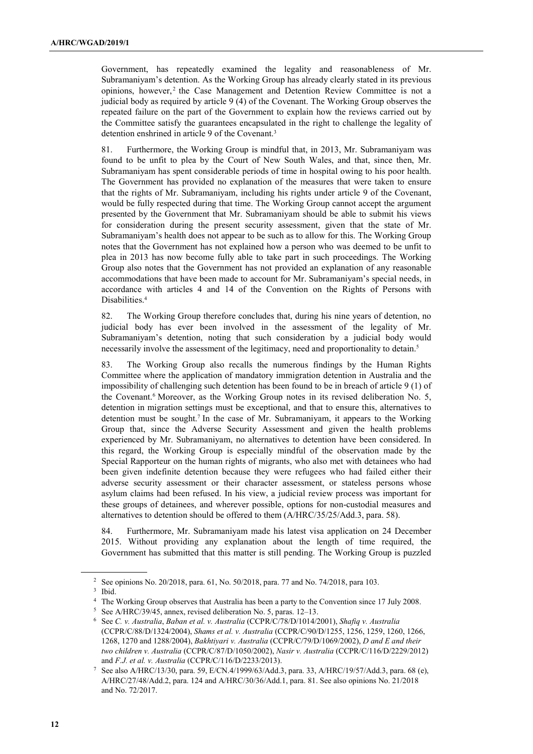Government, has repeatedly examined the legality and reasonableness of Mr. Subramaniyam's detention. As the Working Group has already clearly stated in its previous opinions, however,[2] the Case Management and Detention Review Committee is not a judicial body as required by article 9 (4) of the Covenant. The Working Group observes the repeated failure on the part of the Government to explain how the reviews carried out by the Committee satisfy the guarantees encapsulated in the right to challenge the legality of detention enshrined in article 9 of the Covenant.[3]

81. Furthermore, the Working Group is mindful that, in 2013, Mr. Subramaniyam was found to be unfit to plea by the Court of New South Wales, and that, since then, Mr. Subramaniyam has spent considerable periods of time in hospital owing to his poor health. The Government has provided no explanation of the measures that were taken to ensure that the rights of Mr. Subramaniyam, including his rights under article 9 of the Covenant, would be fully respected during that time. The Working Group cannot accept the argument presented by the Government that Mr. Subramaniyam should be able to submit his views for consideration during the present security assessment, given that the state of Mr. Subramaniyam's health does not appear to be such as to allow for this. The Working Group notes that the Government has not explained how a person who was deemed to be unfit to plea in 2013 has now become fully able to take part in such proceedings. The Working Group also notes that the Government has not provided an explanation of any reasonable accommodations that have been made to account for Mr. Subramaniyam's special needs, in accordance with articles 4 and 14 of the Convention on the Rights of Persons with Disabilities.[4]

82. The Working Group therefore concludes that, during his nine years of detention, no judicial body has ever been involved in the assessment of the legality of Mr. Subramaniyam's detention, noting that such consideration by a judicial body would necessarily involve the assessment of the legitimacy, need and proportionality to detain.[5]

83. The Working Group also recalls the numerous findings by the Human Rights Committee where the application of mandatory immigration detention in Australia and the impossibility of challenging such detention has been found to be in breach of article 9 (1) of the Covenant.[6] Moreover, as the Working Group notes in its revised deliberation No. 5, detention in migration settings must be exceptional, and that to ensure this, alternatives to detention must be sought.[7] In the case of Mr. Subramaniyam, it appears to the Working Group that, since the Adverse Security Assessment and given the health problems experienced by Mr. Subramaniyam, no alternatives to detention have been considered. In this regard, the Working Group is especially mindful of the observation made by the Special Rapporteur on the human rights of migrants, who also met with detainees who had been given indefinite detention because they were refugees who had failed either their adverse security assessment or their character assessment, or stateless persons whose asylum claims had been refused. In his view, a judicial review process was important for these groups of detainees, and wherever possible, options for non-custodial measures and alternatives to detention should be offered to them (A/HRC/35/25/Add.3, para. 58).

84. Furthermore, Mr. Subramaniyam made his latest visa application on 24 December 2015. Without providing any explanation about the length of time required, the Government has submitted that this matter is still pending. The Working Group is puzzled

---

[2] See opinions No. 20/2018, para. 61, No. 50/2018, para. 77 and No. 74/2018, para 103.

[3] Ibid.

[4] The Working Group observes that Australia has been a party to the Convention since 17 July 2008.

[5] See A/HRC/39/45, annex, revised deliberation No. 5, paras. 12–13.

[6] See *C. v. Australia*, *Baban et al. v. Australia* (CCPR/C/78/D/1014/2001), *Shafiq v. Australia* (CCPR/C/88/D/1324/2004), *Shams et al. v. Australia* (CCPR/C/90/D/1255, 1256, 1259, 1260, 1266, 1268, 1270 and 1288/2004), *Bakhtiyari v. Australia* (CCPR/C/79/D/1069/2002), *D and E and their two children v. Australia* (CCPR/C/87/D/1050/2002), *Nasir v. Australia* (CCPR/C/116/D/2229/2012) and *F.J. et al. v. Australia* (CCPR/C/116/D/2233/2013).

[7] See also A/HRC/13/30, para. 59, E/CN.4/1999/63/Add.3, para. 33, A/HRC/19/57/Add.3, para. 68 (e), A/HRC/27/48/Add.2, para. 124 and A/HRC/30/36/Add.1, para. 81. See also opinions No. 21/2018 and No. 72/2017.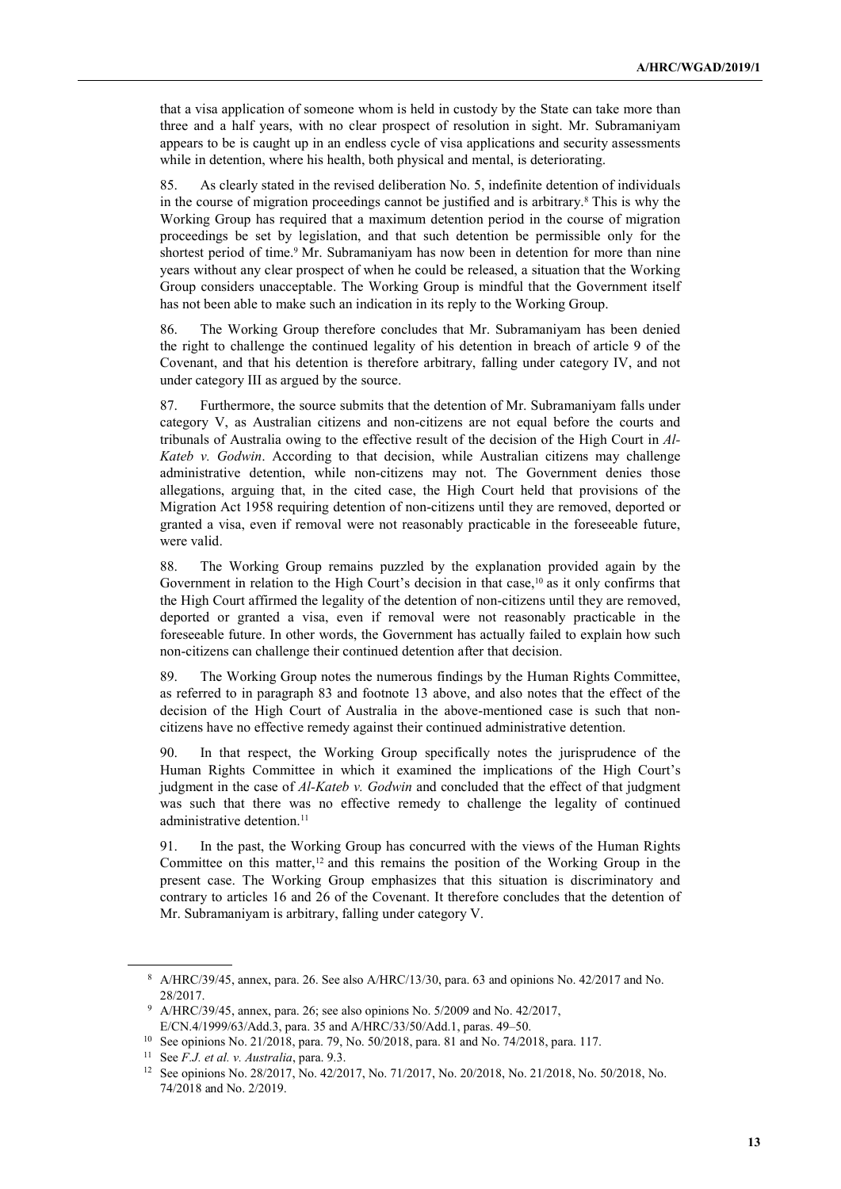that a visa application of someone whom is held in custody by the State can take more than three and a half years, with no clear prospect of resolution in sight. Mr. Subramaniyam appears to be is caught up in an endless cycle of visa applications and security assessments while in detention, where his health, both physical and mental, is deteriorating.

85. As clearly stated in the revised deliberation No. 5, indefinite detention of individuals in the course of migration proceedings cannot be justified and is arbitrary.[8] This is why the Working Group has required that a maximum detention period in the course of migration proceedings be set by legislation, and that such detention be permissible only for the shortest period of time.[9] Mr. Subramaniyam has now been in detention for more than nine years without any clear prospect of when he could be released, a situation that the Working Group considers unacceptable. The Working Group is mindful that the Government itself has not been able to make such an indication in its reply to the Working Group.

86. The Working Group therefore concludes that Mr. Subramaniyam has been denied the right to challenge the continued legality of his detention in breach of article 9 of the Covenant, and that his detention is therefore arbitrary, falling under category IV, and not under category III as argued by the source.

87. Furthermore, the source submits that the detention of Mr. Subramaniyam falls under category V, as Australian citizens and non-citizens are not equal before the courts and tribunals of Australia owing to the effective result of the decision of the High Court in *Al-Kateb v. Godwin*. According to that decision, while Australian citizens may challenge administrative detention, while non-citizens may not. The Government denies those allegations, arguing that, in the cited case, the High Court held that provisions of the Migration Act 1958 requiring detention of non-citizens until they are removed, deported or granted a visa, even if removal were not reasonably practicable in the foreseeable future, were valid.

88. The Working Group remains puzzled by the explanation provided again by the Government in relation to the High Court's decision in that case,[10] as it only confirms that the High Court affirmed the legality of the detention of non-citizens until they are removed, deported or granted a visa, even if removal were not reasonably practicable in the foreseeable future. In other words, the Government has actually failed to explain how such non-citizens can challenge their continued detention after that decision.

89. The Working Group notes the numerous findings by the Human Rights Committee, as referred to in paragraph 83 and footnote 13 above, and also notes that the effect of the decision of the High Court of Australia in the above-mentioned case is such that non-citizens have no effective remedy against their continued administrative detention.

90. In that respect, the Working Group specifically notes the jurisprudence of the Human Rights Committee in which it examined the implications of the High Court's judgment in the case of *Al-Kateb v. Godwin* and concluded that the effect of that judgment was such that there was no effective remedy to challenge the legality of continued administrative detention.[11]

91. In the past, the Working Group has concurred with the views of the Human Rights Committee on this matter,[12] and this remains the position of the Working Group in the present case. The Working Group emphasizes that this situation is discriminatory and contrary to articles 16 and 26 of the Covenant. It therefore concludes that the detention of Mr. Subramaniyam is arbitrary, falling under category V.

---

[8] A/HRC/39/45, annex, para. 26. See also A/HRC/13/30, para. 63 and opinions No. 42/2017 and No. 28/2017.

[9] A/HRC/39/45, annex, para. 26; see also opinions No. 5/2009 and No. 42/2017, E/CN.4/1999/63/Add.3, para. 35 and A/HRC/33/50/Add.1, paras. 49–50.

[10] See opinions No. 21/2018, para. 79, No. 50/2018, para. 81 and No. 74/2018, para. 117.

[11] See *F.J. et al. v. Australia*, para. 9.3.

[12] See opinions No. 28/2017, No. 42/2017, No. 71/2017, No. 20/2018, No. 21/2018, No. 50/2018, No. 74/2018 and No. 2/2019.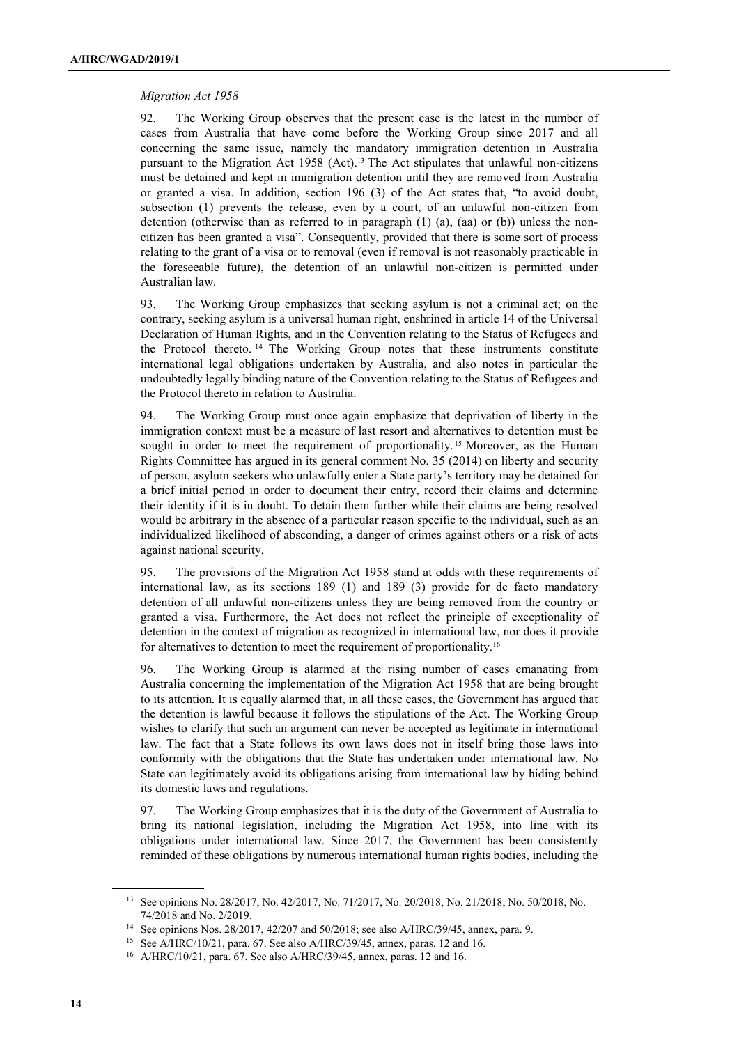*Migration Act 1958*

92. The Working Group observes that the present case is the latest in the number of cases from Australia that have come before the Working Group since 2017 and all concerning the same issue, namely the mandatory immigration detention in Australia pursuant to the Migration Act 1958 (Act).[13] The Act stipulates that unlawful non-citizens must be detained and kept in immigration detention until they are removed from Australia or granted a visa. In addition, section 196 (3) of the Act states that, "to avoid doubt, subsection (1) prevents the release, even by a court, of an unlawful non-citizen from detention (otherwise than as referred to in paragraph (1) (a), (aa) or (b)) unless the non-citizen has been granted a visa". Consequently, provided that there is some sort of process relating to the grant of a visa or to removal (even if removal is not reasonably practicable in the foreseeable future), the detention of an unlawful non-citizen is permitted under Australian law.

93. The Working Group emphasizes that seeking asylum is not a criminal act; on the contrary, seeking asylum is a universal human right, enshrined in article 14 of the Universal Declaration of Human Rights, and in the Convention relating to the Status of Refugees and the Protocol thereto.[14] The Working Group notes that these instruments constitute international legal obligations undertaken by Australia, and also notes in particular the undoubtedly legally binding nature of the Convention relating to the Status of Refugees and the Protocol thereto in relation to Australia.

94. The Working Group must once again emphasize that deprivation of liberty in the immigration context must be a measure of last resort and alternatives to detention must be sought in order to meet the requirement of proportionality.[15] Moreover, as the Human Rights Committee has argued in its general comment No. 35 (2014) on liberty and security of person, asylum seekers who unlawfully enter a State party's territory may be detained for a brief initial period in order to document their entry, record their claims and determine their identity if it is in doubt. To detain them further while their claims are being resolved would be arbitrary in the absence of a particular reason specific to the individual, such as an individualized likelihood of absconding, a danger of crimes against others or a risk of acts against national security.

95. The provisions of the Migration Act 1958 stand at odds with these requirements of international law, as its sections 189 (1) and 189 (3) provide for de facto mandatory detention of all unlawful non-citizens unless they are being removed from the country or granted a visa. Furthermore, the Act does not reflect the principle of exceptionality of detention in the context of migration as recognized in international law, nor does it provide for alternatives to detention to meet the requirement of proportionality.[16]

96. The Working Group is alarmed at the rising number of cases emanating from Australia concerning the implementation of the Migration Act 1958 that are being brought to its attention. It is equally alarmed that, in all these cases, the Government has argued that the detention is lawful because it follows the stipulations of the Act. The Working Group wishes to clarify that such an argument can never be accepted as legitimate in international law. The fact that a State follows its own laws does not in itself bring those laws into conformity with the obligations that the State has undertaken under international law. No State can legitimately avoid its obligations arising from international law by hiding behind its domestic laws and regulations.

97. The Working Group emphasizes that it is the duty of the Government of Australia to bring its national legislation, including the Migration Act 1958, into line with its obligations under international law. Since 2017, the Government has been consistently reminded of these obligations by numerous international human rights bodies, including the

---

[13] See opinions No. 28/2017, No. 42/2017, No. 71/2017, No. 20/2018, No. 21/2018, No. 50/2018, No. 74/2018 and No. 2/2019.

[14] See opinions Nos. 28/2017, 42/207 and 50/2018; see also A/HRC/39/45, annex, para. 9.

[15] See A/HRC/10/21, para. 67. See also A/HRC/39/45, annex, paras. 12 and 16.

[16] A/HRC/10/21, para. 67. See also A/HRC/39/45, annex, paras. 12 and 16.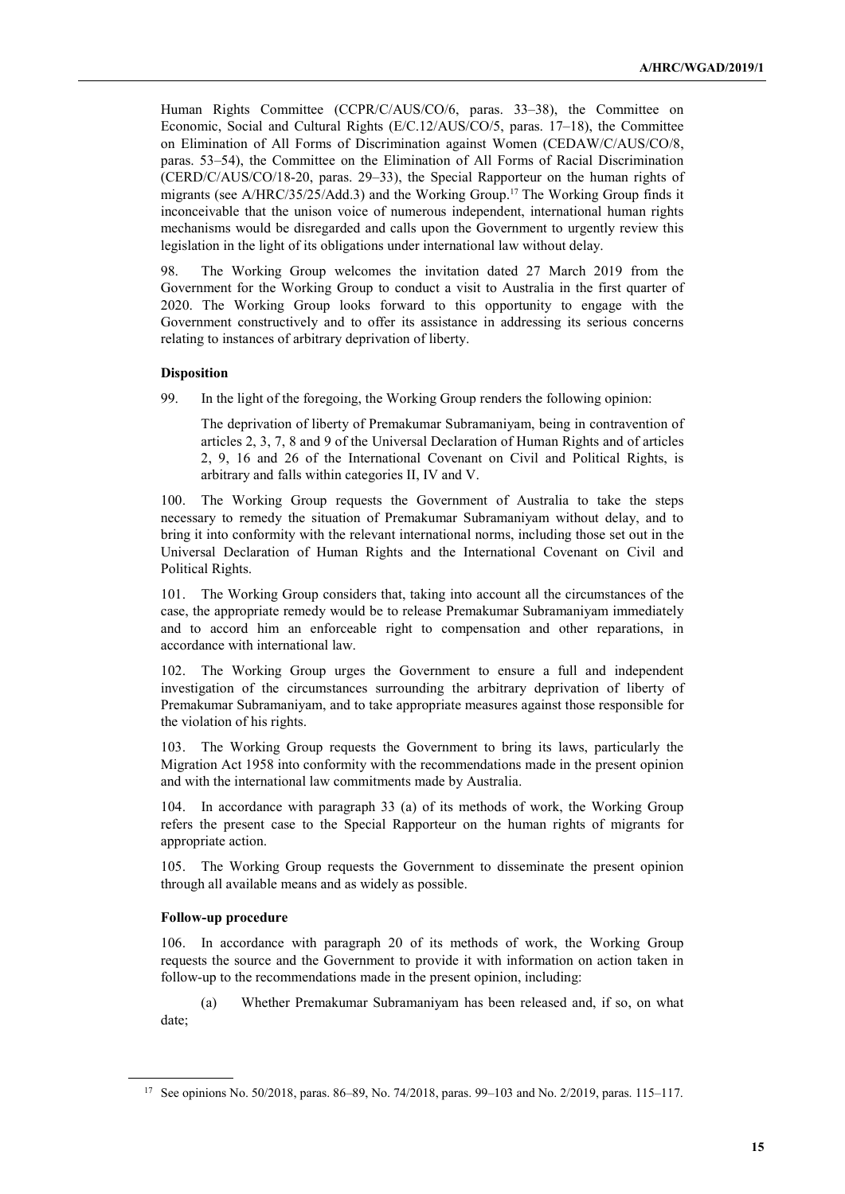Human Rights Committee (CCPR/C/AUS/CO/6, paras. 33–38), the Committee on Economic, Social and Cultural Rights (E/C.12/AUS/CO/5, paras. 17–18), the Committee on Elimination of All Forms of Discrimination against Women (CEDAW/C/AUS/CO/8, paras. 53–54), the Committee on the Elimination of All Forms of Racial Discrimination (CERD/C/AUS/CO/18-20, paras. 29–33), the Special Rapporteur on the human rights of migrants (see A/HRC/35/25/Add.3) and the Working Group.[17] The Working Group finds it inconceivable that the unison voice of numerous independent, international human rights mechanisms would be disregarded and calls upon the Government to urgently review this legislation in the light of its obligations under international law without delay.

98. The Working Group welcomes the invitation dated 27 March 2019 from the Government for the Working Group to conduct a visit to Australia in the first quarter of 2020. The Working Group looks forward to this opportunity to engage with the Government constructively and to offer its assistance in addressing its serious concerns relating to instances of arbitrary deprivation of liberty.

### Disposition

99. In the light of the foregoing, the Working Group renders the following opinion:

> The deprivation of liberty of Premakumar Subramaniyam, being in contravention of articles 2, 3, 7, 8 and 9 of the Universal Declaration of Human Rights and of articles 2, 9, 16 and 26 of the International Covenant on Civil and Political Rights, is arbitrary and falls within categories II, IV and V.

100. The Working Group requests the Government of Australia to take the steps necessary to remedy the situation of Premakumar Subramaniyam without delay, and to bring it into conformity with the relevant international norms, including those set out in the Universal Declaration of Human Rights and the International Covenant on Civil and Political Rights.

101. The Working Group considers that, taking into account all the circumstances of the case, the appropriate remedy would be to release Premakumar Subramaniyam immediately and to accord him an enforceable right to compensation and other reparations, in accordance with international law.

102. The Working Group urges the Government to ensure a full and independent investigation of the circumstances surrounding the arbitrary deprivation of liberty of Premakumar Subramaniyam, and to take appropriate measures against those responsible for the violation of his rights.

103. The Working Group requests the Government to bring its laws, particularly the Migration Act 1958 into conformity with the recommendations made in the present opinion and with the international law commitments made by Australia.

104. In accordance with paragraph 33 (a) of its methods of work, the Working Group refers the present case to the Special Rapporteur on the human rights of migrants for appropriate action.

105. The Working Group requests the Government to disseminate the present opinion through all available means and as widely as possible.

### Follow-up procedure

106. In accordance with paragraph 20 of its methods of work, the Working Group requests the source and the Government to provide it with information on action taken in follow-up to the recommendations made in the present opinion, including:

(a) Whether Premakumar Subramaniyam has been released and, if so, on what date;

---

[17] See opinions No. 50/2018, paras. 86–89, No. 74/2018, paras. 99–103 and No. 2/2019, paras. 115–117.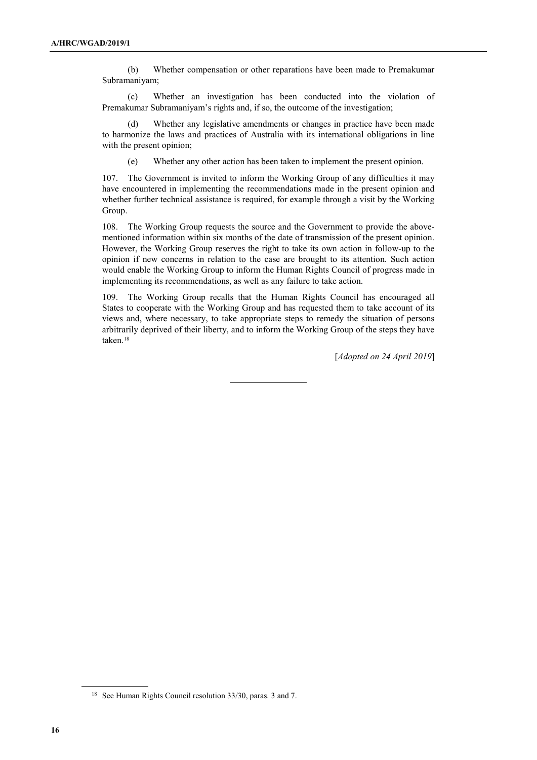(b) Whether compensation or other reparations have been made to Premakumar Subramaniyam;

(c) Whether an investigation has been conducted into the violation of Premakumar Subramaniyam's rights and, if so, the outcome of the investigation;

(d) Whether any legislative amendments or changes in practice have been made to harmonize the laws and practices of Australia with its international obligations in line with the present opinion;

(e) Whether any other action has been taken to implement the present opinion.

107. The Government is invited to inform the Working Group of any difficulties it may have encountered in implementing the recommendations made in the present opinion and whether further technical assistance is required, for example through a visit by the Working Group.

108. The Working Group requests the source and the Government to provide the above-mentioned information within six months of the date of transmission of the present opinion. However, the Working Group reserves the right to take its own action in follow-up to the opinion if new concerns in relation to the case are brought to its attention. Such action would enable the Working Group to inform the Human Rights Council of progress made in implementing its recommendations, as well as any failure to take action.

109. The Working Group recalls that the Human Rights Council has encouraged all States to cooperate with the Working Group and has requested them to take account of its views and, where necessary, to take appropriate steps to remedy the situation of persons arbitrarily deprived of their liberty, and to inform the Working Group of the steps they have taken.[18]

[*Adopted on 24 April 2019*]

---

[18] See Human Rights Council resolution 33/30, paras. 3 and 7.